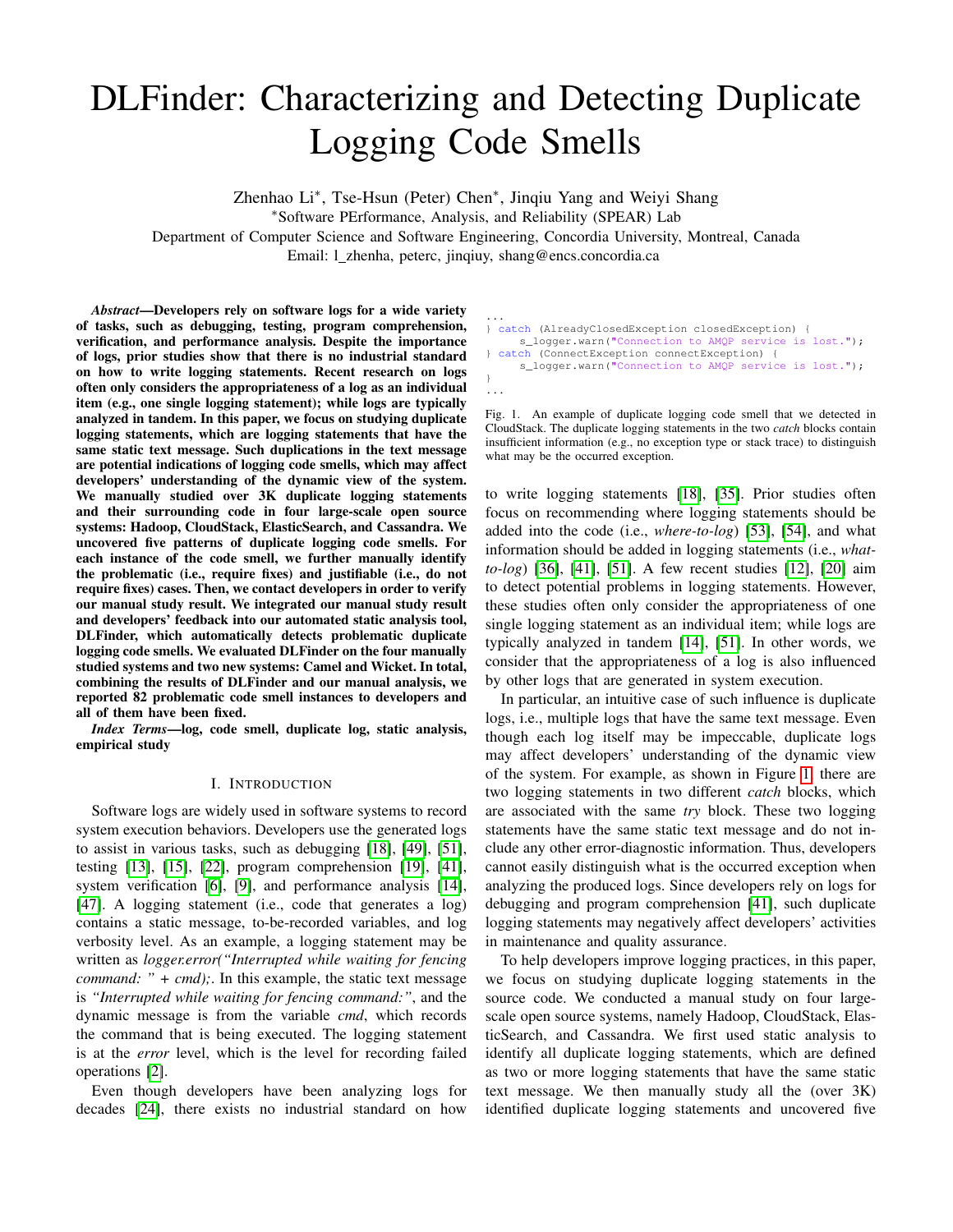# DLFinder: Characterizing and Detecting Duplicate Logging Code Smells

Zhenhao Li*, Tse-Hsun (Peter) Chen*, Jinqiu Yang and Weiyi Shang

*Software PErformance, Analysis, and Reliability (SPEAR) Lab

Department of Computer Science and Software Engineering, Concordia University, Montreal, Canada

Email: l_zhenha, peterc, jinqiuy, shang@encs.concordia.ca

***Abstract*—Developers rely on software logs for a wide variety of tasks, such as debugging, testing, program comprehension, verification, and performance analysis. Despite the importance of logs, prior studies show that there is no industrial standard on how to write logging statements. Recent research on logs often only considers the appropriateness of a log as an individual item (e.g., one single logging statement); while logs are typically analyzed in tandem. In this paper, we focus on studying duplicate logging statements, which are logging statements that have the same static text message. Such duplications in the text message are potential indications of logging code smells, which may affect developers' understanding of the dynamic view of the system. We manually studied over 3K duplicate logging statements and their surrounding code in four large-scale open source systems: Hadoop, CloudStack, ElasticSearch, and Cassandra. We uncovered five patterns of duplicate logging code smells. For each instance of the code smell, we further manually identify the problematic (i.e., require fixes) and justifiable (i.e., do not require fixes) cases. Then, we contact developers in order to verify our manual study result. We integrated our manual study result and developers' feedback into our automated static analysis tool, DLFinder, which automatically detects problematic duplicate logging code smells. We evaluated DLFinder on the four manually studied systems and two new systems: Camel and Wicket. In total, combining the results of DLFinder and our manual analysis, we reported 82 problematic code smell instances to developers and all of them have been fixed.**

***Index Terms*—log, code smell, duplicate log, static analysis, empirical study**

## I. Introduction

Software logs are widely used in software systems to record system execution behaviors. Developers use the generated logs to assist in various tasks, such as debugging [18], [49], [51], testing [13], [15], [22], program comprehension [19], [41], system verification [6], [9], and performance analysis [14], [47]. A logging statement (i.e., code that generates a log) contains a static message, to-be-recorded variables, and log verbosity level. As an example, a logging statement may be written as *logger.error("Interrupted while waiting for fencing command: " + cmd);*. In this example, the static text message is *"Interrupted while waiting for fencing command:"*, and the dynamic message is from the variable *cmd*, which records the command that is being executed. The logging statement is at the *error* level, which is the level for recording failed operations [2].

Even though developers have been analyzing logs for decades [24], there exists no industrial standard on how to write logging statements [18], [35]. Prior studies often focus on recommending where logging statements should be added into the code (i.e., *where-to-log*) [53], [54], and what information should be added in logging statements (i.e., *what-to-log*) [36], [41], [51]. A few recent studies [12], [20] aim to detect potential problems in logging statements. However, these studies often only consider the appropriateness of one single logging statement as an individual item; while logs are typically analyzed in tandem [14], [51]. In other words, we consider that the appropriateness of a log is also influenced by other logs that are generated in system execution.

```
...
} catch (AlreadyClosedException closedException) {
     s_logger.warn("Connection to AMQP service is lost.");
} catch (ConnectException connectException) {
     s_logger.warn("Connection to AMQP service is lost.");
}
...
```

Fig. 1. An example of duplicate logging code smell that we detected in CloudStack. The duplicate logging statements in the two *catch* blocks contain insufficient information (e.g., no exception type or stack trace) to distinguish what may be the occurred exception.

In particular, an intuitive case of such influence is duplicate logs, i.e., multiple logs that have the same text message. Even though each log itself may be impeccable, duplicate logs may affect developers' understanding of the dynamic view of the system. For example, as shown in Figure 1, there are two logging statements in two different *catch* blocks, which are associated with the same *try* block. These two logging statements have the same static text message and do not include any other error-diagnostic information. Thus, developers cannot easily distinguish what is the occurred exception when analyzing the produced logs. Since developers rely on logs for debugging and program comprehension [41], such duplicate logging statements may negatively affect developers' activities in maintenance and quality assurance.

To help developers improve logging practices, in this paper, we focus on studying duplicate logging statements in the source code. We conducted a manual study on four large-scale open source systems, namely Hadoop, CloudStack, ElasticSearch, and Cassandra. We first used static analysis to identify all duplicate logging statements, which are defined as two or more logging statements that have the same static text message. We then manually study all the (over 3K) identified duplicate logging statements and uncovered five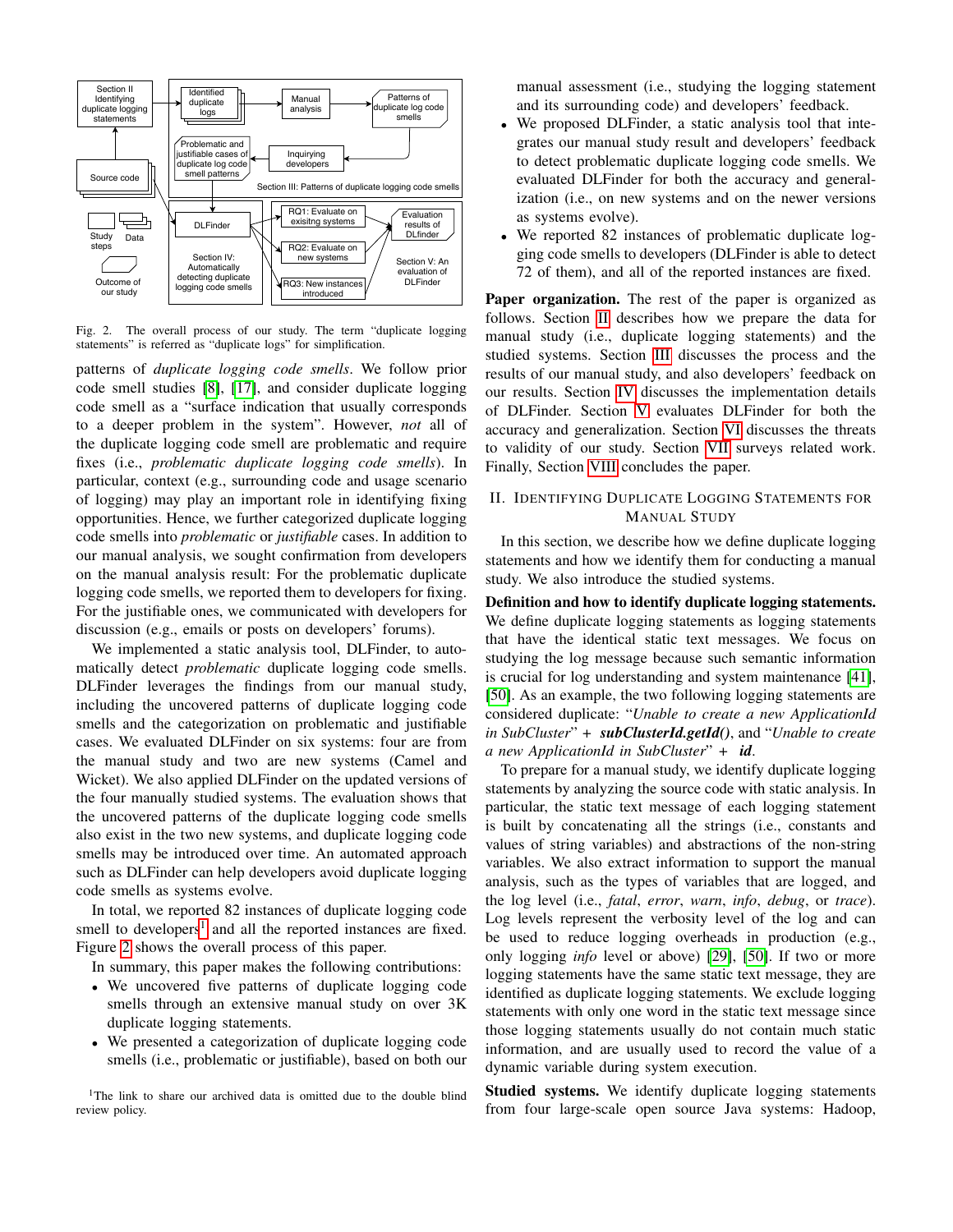Fig. 2. The overall process of our study. The term "duplicate logging statements" is referred as "duplicate logs" for simplification.

patterns of *duplicate logging code smells*. We follow prior code smell studies [8], [17], and consider duplicate logging code smell as a "surface indication that usually corresponds to a deeper problem in the system". However, *not* all of the duplicate logging code smell are problematic and require fixes (i.e., *problematic duplicate logging code smells*). In particular, context (e.g., surrounding code and usage scenario of logging) may play an important role in identifying fixing opportunities. Hence, we further categorized duplicate logging code smells into *problematic* or *justifiable* cases. In addition to our manual analysis, we sought confirmation from developers on the manual analysis result: For the problematic duplicate logging code smells, we reported them to developers for fixing. For the justifiable ones, we communicated with developers for discussion (e.g., emails or posts on developers' forums).

We implemented a static analysis tool, DLFinder, to automatically detect *problematic* duplicate logging code smells. DLFinder leverages the findings from our manual study, including the uncovered patterns of duplicate logging code smells and the categorization on problematic and justifiable cases. We evaluated DLFinder on six systems: four are from the manual study and two are new systems (Camel and Wicket). We also applied DLFinder on the updated versions of the four manually studied systems. The evaluation shows that the uncovered patterns of the duplicate logging code smells also exist in the two new systems, and duplicate logging code smells may be introduced over time. An automated approach such as DLFinder can help developers avoid duplicate logging code smells as systems evolve.

In total, we reported 82 instances of duplicate logging code smell to developers[1] and all the reported instances are fixed. Figure 2 shows the overall process of this paper.

In summary, this paper makes the following contributions:

- We uncovered five patterns of duplicate logging code smells through an extensive manual study on over 3K duplicate logging statements.
- We presented a categorization of duplicate logging code smells (i.e., problematic or justifiable), based on both our manual assessment (i.e., studying the logging statement and its surrounding code) and developers' feedback.
- We proposed DLFinder, a static analysis tool that integrates our manual study result and developers' feedback to detect problematic duplicate logging code smells. We evaluated DLFinder for both the accuracy and generalization (i.e., on new systems and on the newer versions as systems evolve).
- We reported 82 instances of problematic duplicate logging code smells to developers (DLFinder is able to detect 72 of them), and all of the reported instances are fixed.

[1]The link to share our archived data is omitted due to the double blind review policy.

**Paper organization.** The rest of the paper is organized as follows. Section II describes how we prepare the data for manual study (i.e., duplicate logging statements) and the studied systems. Section III discusses the process and the results of our manual study, and also developers' feedback on our results. Section IV discusses the implementation details of DLFinder. Section V evaluates DLFinder for both the accuracy and generalization. Section VI discusses the threats to validity of our study. Section VII surveys related work. Finally, Section VIII concludes the paper.

## II. Identifying Duplicate Logging Statements for Manual Study

In this section, we describe how we define duplicate logging statements and how we identify them for conducting a manual study. We also introduce the studied systems.

**Definition and how to identify duplicate logging statements.** We define duplicate logging statements as logging statements that have the identical static text messages. We focus on studying the log message because such semantic information is crucial for log understanding and system maintenance [41], [50]. As an example, the two following logging statements are considered duplicate: "*Unable to create a new ApplicationId in SubCluster*" + ***subClusterId.getId()***, and "*Unable to create a new ApplicationId in SubCluster*" + ***id***.

To prepare for a manual study, we identify duplicate logging statements by analyzing the source code with static analysis. In particular, the static text message of each logging statement is built by concatenating all the strings (i.e., constants and values of string variables) and abstractions of the non-string variables. We also extract information to support the manual analysis, such as the types of variables that are logged, and the log level (i.e., *fatal*, *error*, *warn*, *info*, *debug*, or *trace*). Log levels represent the verbosity level of the log and can be used to reduce logging overheads in production (e.g., only logging *info* level or above) [29], [50]. If two or more logging statements have the same static text message, they are identified as duplicate logging statements. We exclude logging statements with only one word in the static text message since those logging statements usually do not contain much static information, and are usually used to record the value of a dynamic variable during system execution.

**Studied systems.** We identify duplicate logging statements from four large-scale open source Java systems: Hadoop,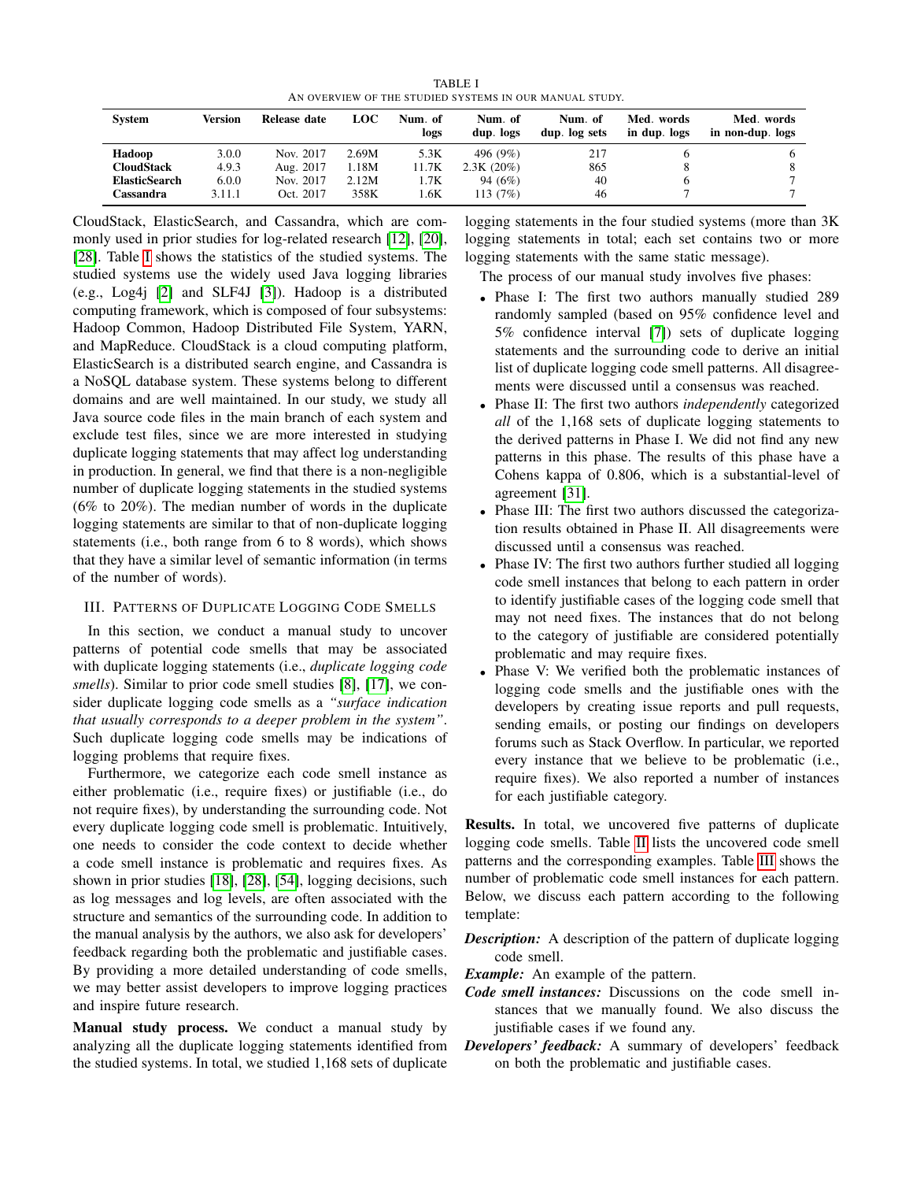TABLE I
AN OVERVIEW OF THE STUDIED SYSTEMS IN OUR MANUAL STUDY.

| System | Version | Release date | LOC | Num. of logs | Num. of dup. logs | Num. of dup. log sets | Med. words in dup. logs | Med. words in non-dup. logs |
|---|---|---|---|---|---|---|---|---|
| **Hadoop** | 3.0.0 | Nov. 2017 | 2.69M | 5.3K | 496 (9%) | 217 | 6 | 6 |
| **CloudStack** | 4.9.3 | Aug. 2017 | 1.18M | 11.7K | 2.3K (20%) | 865 | 8 | 8 |
| **ElasticSearch** | 6.0.0 | Nov. 2017 | 2.12M | 1.7K | 94 (6%) | 40 | 6 | 7 |
| **Cassandra** | 3.11.1 | Oct. 2017 | 358K | 1.6K | 113 (7%) | 46 | 7 | 7 |

CloudStack, ElasticSearch, and Cassandra, which are commonly used in prior studies for log-related research [12], [20], [28]. Table I shows the statistics of the studied systems. The studied systems use the widely used Java logging libraries (e.g., Log4j [2] and SLF4J [3]). Hadoop is a distributed computing framework, which is composed of four subsystems: Hadoop Common, Hadoop Distributed File System, YARN, and MapReduce. CloudStack is a cloud computing platform, ElasticSearch is a distributed search engine, and Cassandra is a NoSQL database system. These systems belong to different domains and are well maintained. In our study, we study all Java source code files in the main branch of each system and exclude test files, since we are more interested in studying duplicate logging statements that may affect log understanding in production. In general, we find that there is a non-negligible number of duplicate logging statements in the studied systems (6% to 20%). The median number of words in the duplicate logging statements are similar to that of non-duplicate logging statements (i.e., both range from 6 to 8 words), which shows that they have a similar level of semantic information (in terms of the number of words).

## III. PATTERNS OF DUPLICATE LOGGING CODE SMELLS

In this section, we conduct a manual study to uncover patterns of potential code smells that may be associated with duplicate logging statements (i.e., *duplicate logging code smells*). Similar to prior code smell studies [8], [17], we consider duplicate logging code smells as a *"surface indication that usually corresponds to a deeper problem in the system"*. Such duplicate logging code smells may be indications of logging problems that require fixes.

Furthermore, we categorize each code smell instance as either problematic (i.e., require fixes) or justifiable (i.e., do not require fixes), by understanding the surrounding code. Not every duplicate logging code smell is problematic. Intuitively, one needs to consider the code context to decide whether a code smell instance is problematic and requires fixes. As shown in prior studies [18], [28], [54], logging decisions, such as log messages and log levels, are often associated with the structure and semantics of the surrounding code. In addition to the manual analysis by the authors, we also ask for developers' feedback regarding both the problematic and justifiable cases. By providing a more detailed understanding of code smells, we may better assist developers to improve logging practices and inspire future research.

**Manual study process.** We conduct a manual study by analyzing all the duplicate logging statements identified from the studied systems. In total, we studied 1,168 sets of duplicate logging statements in the four studied systems (more than 3K logging statements in total; each set contains two or more logging statements with the same static message).

The process of our manual study involves five phases:

- Phase I: The first two authors manually studied 289 randomly sampled (based on 95% confidence level and 5% confidence interval [7]) sets of duplicate logging statements and the surrounding code to derive an initial list of duplicate logging code smell patterns. All disagreements were discussed until a consensus was reached.
- Phase II: The first two authors *independently* categorized *all* of the 1,168 sets of duplicate logging statements to the derived patterns in Phase I. We did not find any new patterns in this phase. The results of this phase have a Cohens kappa of 0.806, which is a substantial-level of agreement [31].
- Phase III: The first two authors discussed the categorization results obtained in Phase II. All disagreements were discussed until a consensus was reached.
- Phase IV: The first two authors further studied all logging code smell instances that belong to each pattern in order to identify justifiable cases of the logging code smell that may not need fixes. The instances that do not belong to the category of justifiable are considered potentially problematic and may require fixes.
- Phase V: We verified both the problematic instances of logging code smells and the justifiable ones with the developers by creating issue reports and pull requests, sending emails, or posting our findings on developers forums such as Stack Overflow. In particular, we reported every instance that we believe to be problematic (i.e., require fixes). We also reported a number of instances for each justifiable category.

**Results.** In total, we uncovered five patterns of duplicate logging code smells. Table II lists the uncovered code smell patterns and the corresponding examples. Table III shows the number of problematic code smell instances for each pattern. Below, we discuss each pattern according to the following template:

***Description:*** A description of the pattern of duplicate logging code smell.

***Example:*** An example of the pattern.

***Code smell instances:*** Discussions on the code smell instances that we manually found. We also discuss the justifiable cases if we found any.

***Developers' feedback:*** A summary of developers' feedback on both the problematic and justifiable cases.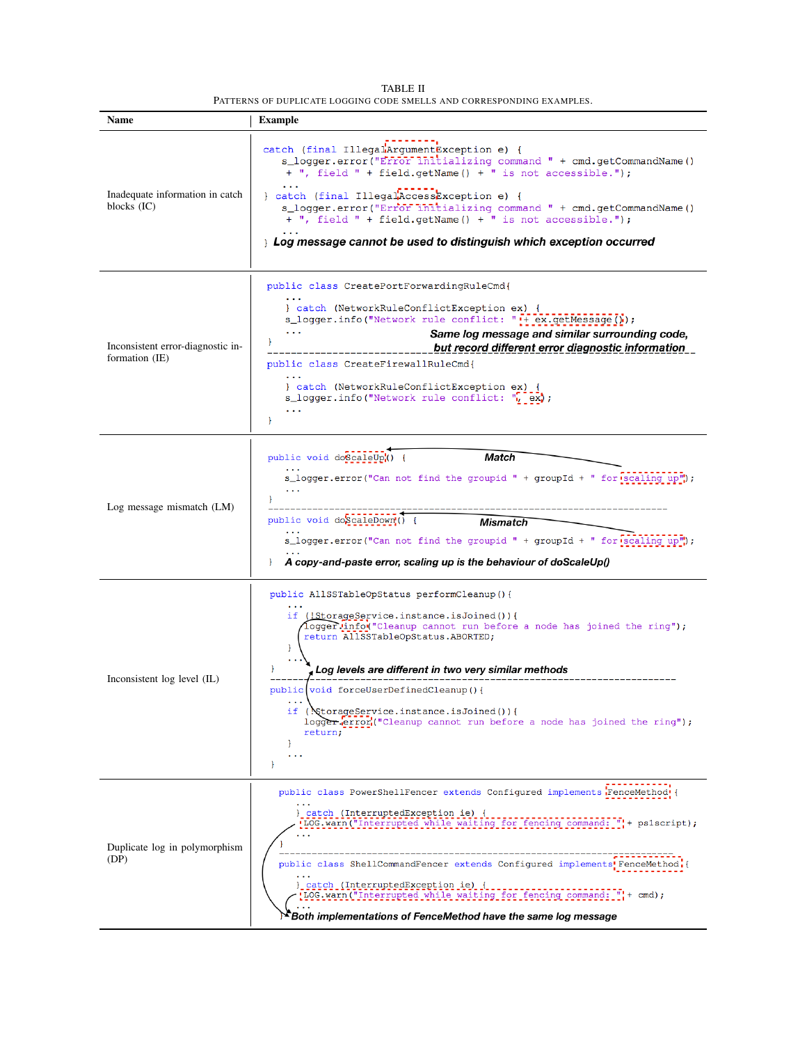TABLE II
PATTERNS OF DUPLICATE LOGGING CODE SMELLS AND CORRESPONDING EXAMPLES.

| Name | Example |
|---|---|
| Inadequate information in catch blocks (IC) | `catch (final IllegalArgumentException e) {`<br>`s_logger.error("Error initializing command " + cmd.getCommandName() + ", field " + field.getName() + " is not accessible.");`<br>`...`<br>`} catch (final IllegalAccessException e) {`<br>`s_logger.error("Error initializing command " + cmd.getCommandName() + ", field " + field.getName() + " is not accessible.");`<br>`...`<br>`}` ***Log message cannot be used to distinguish which exception occurred*** |
| Inconsistent error-diagnostic information (IE) | `public class CreatePortForwardingRuleCmd{`<br>`...`<br>`} catch (NetworkRuleConflictException ex) {`<br>`s_logger.info("Network rule conflict: " + ex.getMessage());`<br>`...`<br>`}`<br>***Same log message and similar surrounding code, but record different error diagnostic information***<br>`public class CreateFirewallRuleCmd{`<br>`...`<br>`} catch (NetworkRuleConflictException ex) {`<br>`s_logger.info("Network rule conflict: ", ex);`<br>`...`<br>`}` |
| Log message mismatch (LM) | `public void doScaleUp() {`<br>`...`<br>`s_logger.error("Can not find the groupid " + groupId + " for scaling up");`<br>`...`<br>`}` ***Match***<br>`public void doScaleDown() {`<br>`...`<br>`s_logger.error("Can not find the groupid " + groupId + " for scaling up");`<br>`...`<br>`}` ***Mismatch*** ***A copy-and-paste error, scaling up is the behaviour of doScaleUp()*** |
| Inconsistent log level (IL) | `public AllSSTableOpStatus performCleanup(){`<br>`...`<br>`if (!StorageService.instance.isJoined()){`<br>`logger.info("Cleanup cannot run before a node has joined the ring");`<br>`return AllSSTableOpStatus.ABORTED;`<br>`}`<br>`...`<br>`}` ***Log levels are different in two very similar methods***<br>`public void forceUserDefinedCleanup(){`<br>`...`<br>`if (!StorageService.instance.isJoined()){`<br>`logger.error("Cleanup cannot run before a node has joined the ring");`<br>`return;`<br>`}`<br>`...`<br>`}` |
| Duplicate log in polymorphism (DP) | `public class PowerShellFencer extends Configured implements FenceMethod {`<br>`...`<br>`} catch (InterruptedException ie) {`<br>`LOG.warn("Interrupted while waiting for fencing command: " + ps1script);`<br>`...`<br>`}`<br>`public class ShellCommandFencer extends Configured implements FenceMethod {`<br>`...`<br>`} catch (InterruptedException ie) {`<br>`LOG.warn("Interrupted while waiting for fencing command: " + cmd);`<br>`...`<br>`}` ***Both implementations of FenceMethod have the same log message*** |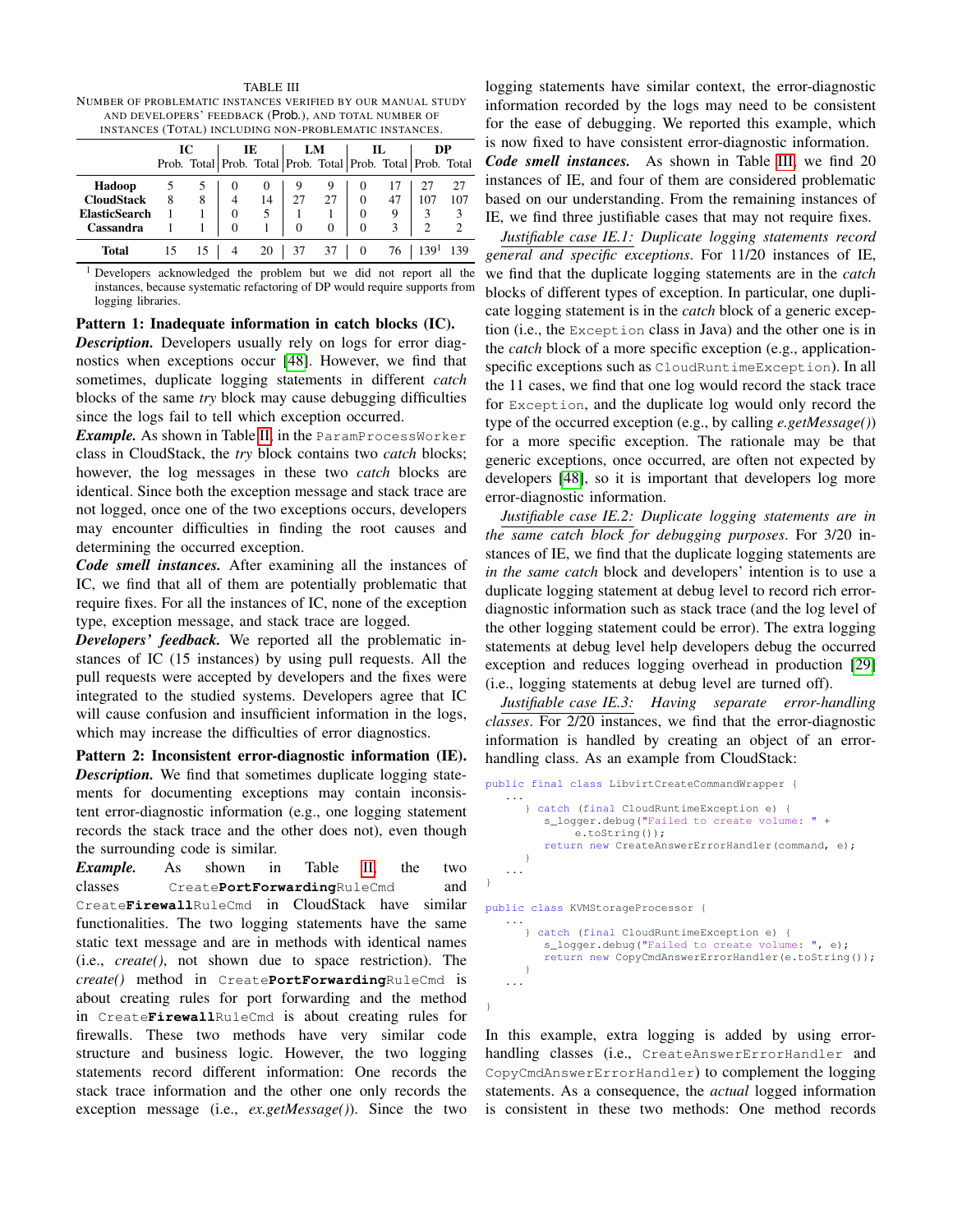TABLE III
NUMBER OF PROBLEMATIC INSTANCES VERIFIED BY OUR MANUAL STUDY AND DEVELOPERS' FEEDBACK (Prob.), AND TOTAL NUMBER OF INSTANCES (Total) INCLUDING NON-PROBLEMATIC INSTANCES.

| | IC | | IE | | LM | | IL | | DP | |
|---|---|---|---|---|---|---|---|---|---|---|
| | Prob. | Total | Prob. | Total | Prob. | Total | Prob. | Total | Prob. | Total |
| **Hadoop** | 5 | 5 | 0 | 0 | 9 | 9 | 0 | 17 | 27 | 27 |
| **CloudStack** | 8 | 8 | 4 | 14 | 27 | 27 | 0 | 47 | 107 | 107 |
| **ElasticSearch** | 1 | 1 | 0 | 5 | 1 | 1 | 0 | 9 | 3 | 3 |
| **Cassandra** | 1 | 1 | 0 | 1 | 0 | 0 | 0 | 3 | 2 | 2 |
| **Total** | 15 | 15 | 4 | 20 | 37 | 37 | 0 | 76 | 139[1] | 139 |

[1] Developers acknowledged the problem but we did not report all the instances, because systematic refactoring of DP would require supports from logging libraries.

**Pattern 1: Inadequate information in catch blocks (IC).**
***Description.*** Developers usually rely on logs for error diagnostics when exceptions occur [48]. However, we find that sometimes, duplicate logging statements in different *catch* blocks of the same *try* block may cause debugging difficulties since the logs fail to tell which exception occurred.

***Example.*** As shown in Table II, in the `ParamProcessWorker` class in CloudStack, the *try* block contains two *catch* blocks; however, the log messages in these two *catch* blocks are identical. Since both the exception message and stack trace are not logged, once one of the two exceptions occurs, developers may encounter difficulties in finding the root causes and determining the occurred exception.

***Code smell instances.*** After examining all the instances of IC, we find that all of them are potentially problematic that require fixes. For all the instances of IC, none of the exception type, exception message, and stack trace are logged.

***Developers' feedback.*** We reported all the problematic instances of IC (15 instances) by using pull requests. All the pull requests were accepted by developers and the fixes were integrated to the studied systems. Developers agree that IC will cause confusion and insufficient information in the logs, which may increase the difficulties of error diagnostics.

**Pattern 2: Inconsistent error-diagnostic information (IE).**
***Description.*** We find that sometimes duplicate logging statements for documenting exceptions may contain inconsistent error-diagnostic information (e.g., one logging statement records the stack trace and the other does not), even though the surrounding code is similar.

***Example.*** As shown in Table II, the two classes `Create`**`PortForwarding`**`RuleCmd` and `Create`**`Firewall`**`RuleCmd` in CloudStack have similar functionalities. The two logging statements have the same static text message and are in methods with identical names (i.e., *create()*, not shown due to space restriction). The *create()* method in `Create`**`PortForwarding`**`RuleCmd` is about creating rules for port forwarding and the method in `Create`**`Firewall`**`RuleCmd` is about creating rules for firewalls. These two methods have very similar code structure and business logic. However, the two logging statements record different information: One records the stack trace information and the other one only records the exception message (i.e., *ex.getMessage()*). Since the two logging statements have similar context, the error-diagnostic information recorded by the logs may need to be consistent for the ease of debugging. We reported this example, which is now fixed to have consistent error-diagnostic information.

***Code smell instances.*** As shown in Table III, we find 20 instances of IE, and four of them are considered problematic based on our understanding. From the remaining instances of IE, we find three justifiable cases that may not require fixes.

Justifiable case IE.1: *Duplicate logging statements record general and specific exceptions.* For 11/20 instances of IE, we find that the duplicate logging statements are in the *catch* blocks of different types of exception. In particular, one duplicate logging statement is in the *catch* block of a generic exception (i.e., the `Exception` class in Java) and the other one is in the *catch* block of a more specific exception (e.g., application-specific exceptions such as `CloudRuntimeException`). In all the 11 cases, we find that one log would record the stack trace for `Exception`, and the duplicate log would only record the type of the occurred exception (e.g., by calling *e.getMessage()*) for a more specific exception. The rationale may be that generic exceptions, once occurred, are often not expected by developers [48], so it is important that developers log more error-diagnostic information.

Justifiable case IE.2: *Duplicate logging statements are in the same catch block for debugging purposes.* For 3/20 instances of IE, we find that the duplicate logging statements are *in the same catch* block and developers' intention is to use a duplicate logging statement at debug level to record rich error-diagnostic information such as stack trace (and the log level of the other logging statement could be error). The extra logging statements at debug level help developers debug the occurred exception and reduces logging overhead in production [29] (i.e., logging statements at debug level are turned off).

Justifiable case IE.3: *Having separate error-handling classes.* For 2/20 instances, we find that the error-diagnostic information is handled by creating an object of an error-handling class. As an example from CloudStack:

```
public final class LibvirtCreateCommandWrapper {
   ...
      } catch (final CloudRuntimeException e) {
         s_logger.debug("Failed to create volume: " +
              e.toString());
         return new CreateAnswerErrorHandler(command, e);
      }
   ...
}

public class KVMStorageProcessor {
   ...
      } catch (final CloudRuntimeException e) {
         s_logger.debug("Failed to create volume: ", e);
         return new CopyCmdAnswerErrorHandler(e.toString());
      }
   ...
}
```

In this example, extra logging is added by using error-handling classes (i.e., `CreateAnswerErrorHandler` and `CopyCmdAnswerErrorHandler`) to complement the logging statements. As a consequence, the *actual* logged information is consistent in these two methods: One method records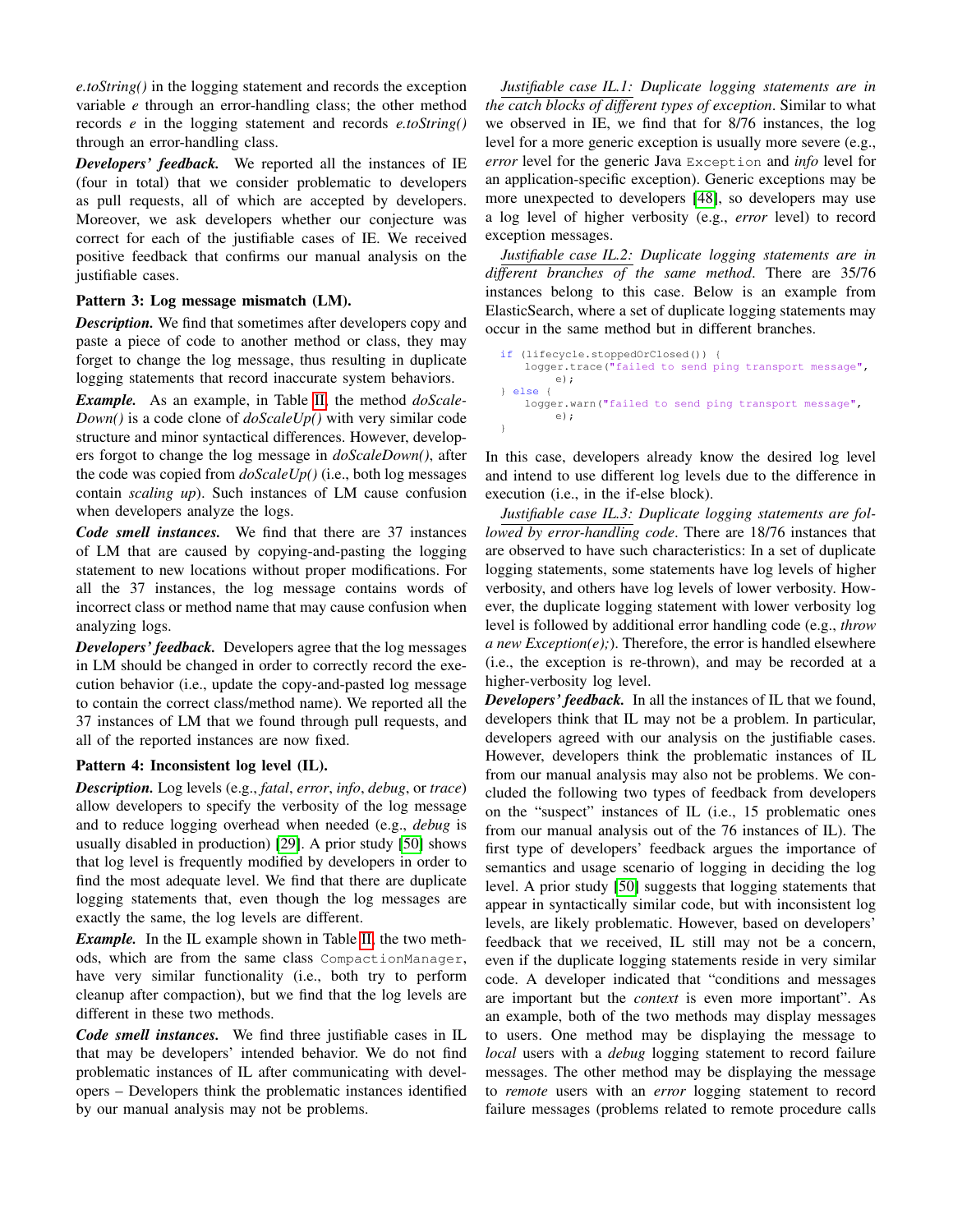*e.toString()* in the logging statement and records the exception variable *e* through an error-handling class; the other method records *e* in the logging statement and records *e.toString()* through an error-handling class.

***Developers' feedback.*** We reported all the instances of IE (four in total) that we consider problematic to developers as pull requests, all of which are accepted by developers. Moreover, we ask developers whether our conjecture was correct for each of the justifiable cases of IE. We received positive feedback that confirms our manual analysis on the justifiable cases.

**Pattern 3: Log message mismatch (LM).**

***Description.*** We find that sometimes after developers copy and paste a piece of code to another method or class, they may forget to change the log message, thus resulting in duplicate logging statements that record inaccurate system behaviors.

***Example.*** As an example, in Table II, the method *doScaleDown()* is a code clone of *doScaleUp()* with very similar code structure and minor syntactical differences. However, developers forgot to change the log message in *doScaleDown()*, after the code was copied from *doScaleUp()* (i.e., both log messages contain *scaling up*). Such instances of LM cause confusion when developers analyze the logs.

***Code smell instances.*** We find that there are 37 instances of LM that are caused by copying-and-pasting the logging statement to new locations without proper modifications. For all the 37 instances, the log message contains words of incorrect class or method name that may cause confusion when analyzing logs.

***Developers' feedback.*** Developers agree that the log messages in LM should be changed in order to correctly record the execution behavior (i.e., update the copy-and-pasted log message to contain the correct class/method name). We reported all the 37 instances of LM that we found through pull requests, and all of the reported instances are now fixed.

**Pattern 4: Inconsistent log level (IL).**

***Description.*** Log levels (e.g., *fatal*, *error*, *info*, *debug*, or *trace*) allow developers to specify the verbosity of the log message and to reduce logging overhead when needed (e.g., *debug* is usually disabled in production) [29]. A prior study [50] shows that log level is frequently modified by developers in order to find the most adequate level. We find that there are duplicate logging statements that, even though the log messages are exactly the same, the log levels are different.

***Example.*** In the IL example shown in Table II, the two methods, which are from the same class `CompactionManager`, have very similar functionality (i.e., both try to perform cleanup after compaction), but we find that the log levels are different in these two methods.

***Code smell instances.*** We find three justifiable cases in IL that may be developers' intended behavior. We do not find problematic instances of IL after communicating with developers – Developers think the problematic instances identified by our manual analysis may not be problems.

*Justifiable case IL.1: Duplicate logging statements are in the catch blocks of different types of exception*. Similar to what we observed in IE, we find that for 8/76 instances, the log level for a more generic exception is usually more severe (e.g., *error* level for the generic Java `Exception` and *info* level for an application-specific exception). Generic exceptions may be more unexpected to developers [48], so developers may use a log level of higher verbosity (e.g., *error* level) to record exception messages.

*Justifiable case IL.2: Duplicate logging statements are in different branches of the same method*. There are 35/76 instances belong to this case. Below is an example from ElasticSearch, where a set of duplicate logging statements may occur in the same method but in different branches.

```
if (lifecycle.stoppedOrClosed()) {
    logger.trace("failed to send ping transport message",
        e);
} else {
    logger.warn("failed to send ping transport message",
        e);
}
```

In this case, developers already know the desired log level and intend to use different log levels due to the difference in execution (i.e., in the if-else block).

*Justifiable case IL.3: Duplicate logging statements are followed by error-handling code*. There are 18/76 instances that are observed to have such characteristics: In a set of duplicate logging statements, some statements have log levels of higher verbosity, and others have log levels of lower verbosity. However, the duplicate logging statement with lower verbosity log level is followed by additional error handling code (e.g., *throw a new Exception(e);*). Therefore, the error is handled elsewhere (i.e., the exception is re-thrown), and may be recorded at a higher-verbosity log level.

***Developers' feedback.*** In all the instances of IL that we found, developers think that IL may not be a problem. In particular, developers agreed with our analysis on the justifiable cases. However, developers think the problematic instances of IL from our manual analysis may also not be problems. We concluded the following two types of feedback from developers on the "suspect" instances of IL (i.e., 15 problematic ones from our manual analysis out of the 76 instances of IL). The first type of developers' feedback argues the importance of semantics and usage scenario of logging in deciding the log level. A prior study [50] suggests that logging statements that appear in syntactically similar code, but with inconsistent log levels, are likely problematic. However, based on developers' feedback that we received, IL still may not be a concern, even if the duplicate logging statements reside in very similar code. A developer indicated that "conditions and messages are important but the *context* is even more important". As an example, both of the two methods may display messages to users. One method may be displaying the message to *local* users with a *debug* logging statement to record failure messages. The other method may be displaying the message to *remote* users with an *error* logging statement to record failure messages (problems related to remote procedure calls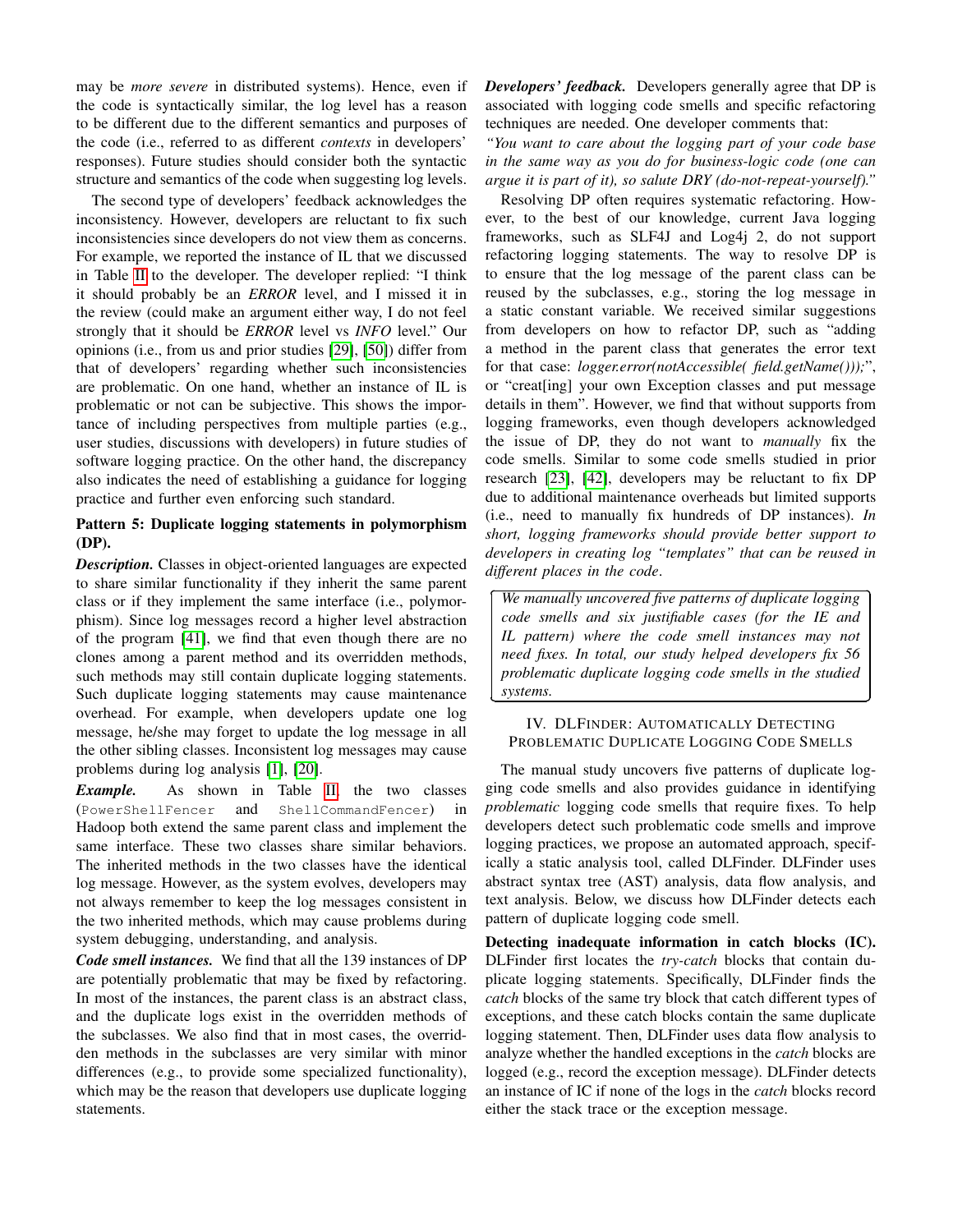may be *more severe* in distributed systems). Hence, even if the code is syntactically similar, the log level has a reason to be different due to the different semantics and purposes of the code (i.e., referred to as different *contexts* in developers' responses). Future studies should consider both the syntactic structure and semantics of the code when suggesting log levels.

The second type of developers' feedback acknowledges the inconsistency. However, developers are reluctant to fix such inconsistencies since developers do not view them as concerns. For example, we reported the instance of IL that we discussed in Table II to the developer. The developer replied: "I think it should probably be an *ERROR* level, and I missed it in the review (could make an argument either way, I do not feel strongly that it should be *ERROR* level vs *INFO* level." Our opinions (i.e., from us and prior studies [29], [50]) differ from that of developers' regarding whether such inconsistencies are problematic. On one hand, whether an instance of IL is problematic or not can be subjective. This shows the importance of including perspectives from multiple parties (e.g., user studies, discussions with developers) in future studies of software logging practice. On the other hand, the discrepancy also indicates the need of establishing a guidance for logging practice and further even enforcing such standard.

**Pattern 5: Duplicate logging statements in polymorphism (DP).**

***Description.*** Classes in object-oriented languages are expected to share similar functionality if they inherit the same parent class or if they implement the same interface (i.e., polymorphism). Since log messages record a higher level abstraction of the program [41], we find that even though there are no clones among a parent method and its overridden methods, such methods may still contain duplicate logging statements. Such duplicate logging statements may cause maintenance overhead. For example, when developers update one log message, he/she may forget to update the log message in all the other sibling classes. Inconsistent log messages may cause problems during log analysis [1], [20].

***Example.*** As shown in Table II, the two classes (`PowerShellFencer` and `ShellCommandFencer`) in Hadoop both extend the same parent class and implement the same interface. These two classes share similar behaviors. The inherited methods in the two classes have the identical log message. However, as the system evolves, developers may not always remember to keep the log messages consistent in the two inherited methods, which may cause problems during system debugging, understanding, and analysis.

***Code smell instances.*** We find that all the 139 instances of DP are potentially problematic that may be fixed by refactoring. In most of the instances, the parent class is an abstract class, and the duplicate logs exist in the overridden methods of the subclasses. We also find that in most cases, the overridden methods in the subclasses are very similar with minor differences (e.g., to provide some specialized functionality), which may be the reason that developers use duplicate logging statements.

***Developers' feedback.*** Developers generally agree that DP is associated with logging code smells and specific refactoring techniques are needed. One developer comments that:

*"You want to care about the logging part of your code base in the same way as you do for business-logic code (one can argue it is part of it), so salute DRY (do-not-repeat-yourself)."*

Resolving DP often requires systematic refactoring. However, to the best of our knowledge, current Java logging frameworks, such as SLF4J and Log4j 2, do not support refactoring logging statements. The way to resolve DP is to ensure that the log message of the parent class can be reused by the subclasses, e.g., storing the log message in a static constant variable. We received similar suggestions from developers on how to refactor DP, such as "adding a method in the parent class that generates the error text for that case: *logger.error(notAccessible( field.getName()));*", or "creat[ing] your own Exception classes and put message details in them". However, we find that without supports from logging frameworks, even though developers acknowledged the issue of DP, they do not want to *manually* fix the code smells. Similar to some code smells studied in prior research [23], [42], developers may be reluctant to fix DP due to additional maintenance overheads but limited supports (i.e., need to manually fix hundreds of DP instances). *In short, logging frameworks should provide better support to developers in creating log "templates" that can be reused in different places in the code.*

> *We manually uncovered five patterns of duplicate logging code smells and six justifiable cases (for the IE and IL pattern) where the code smell instances may not need fixes. In total, our study helped developers fix 56 problematic duplicate logging code smells in the studied systems.*

## IV. DLFinder: Automatically Detecting Problematic Duplicate Logging Code Smells

The manual study uncovers five patterns of duplicate logging code smells and also provides guidance in identifying *problematic* logging code smells that require fixes. To help developers detect such problematic code smells and improve logging practices, we propose an automated approach, specifically a static analysis tool, called DLFinder. DLFinder uses abstract syntax tree (AST) analysis, data flow analysis, and text analysis. Below, we discuss how DLFinder detects each pattern of duplicate logging code smell.

**Detecting inadequate information in catch blocks (IC).** DLFinder first locates the *try-catch* blocks that contain duplicate logging statements. Specifically, DLFinder finds the *catch* blocks of the same try block that catch different types of exceptions, and these catch blocks contain the same duplicate logging statement. Then, DLFinder uses data flow analysis to analyze whether the handled exceptions in the *catch* blocks are logged (e.g., record the exception message). DLFinder detects an instance of IC if none of the logs in the *catch* blocks record either the stack trace or the exception message.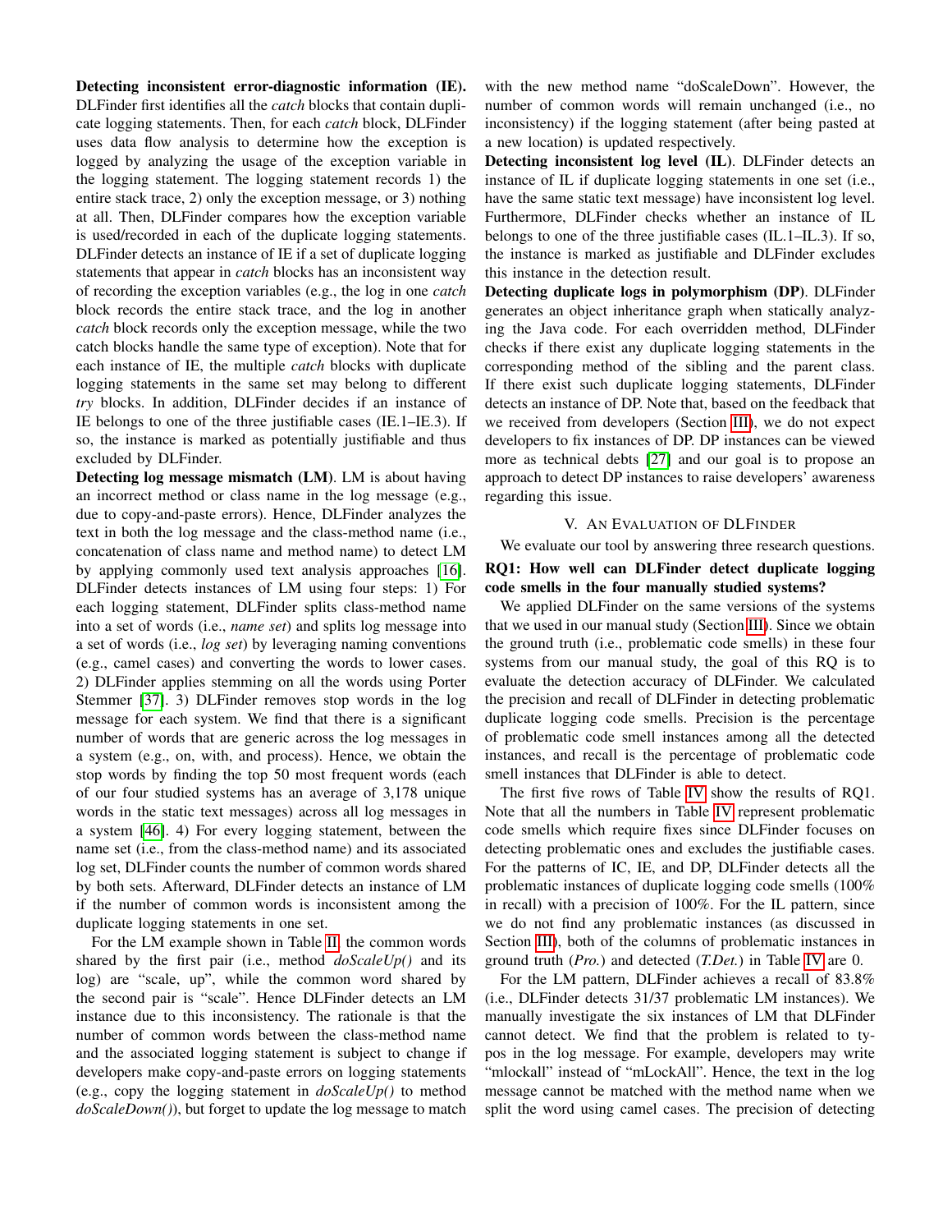**Detecting inconsistent error-diagnostic information (IE).** DLFinder first identifies all the *catch* blocks that contain duplicate logging statements. Then, for each *catch* block, DLFinder uses data flow analysis to determine how the exception is logged by analyzing the usage of the exception variable in the logging statement. The logging statement records 1) the entire stack trace, 2) only the exception message, or 3) nothing at all. Then, DLFinder compares how the exception variable is used/recorded in each of the duplicate logging statements. DLFinder detects an instance of IE if a set of duplicate logging statements that appear in *catch* blocks has an inconsistent way of recording the exception variables (e.g., the log in one *catch* block records the entire stack trace, and the log in another *catch* block records only the exception message, while the two catch blocks handle the same type of exception). Note that for each instance of IE, the multiple *catch* blocks with duplicate logging statements in the same set may belong to different *try* blocks. In addition, DLFinder decides if an instance of IE belongs to one of the three justifiable cases (IE.1–IE.3). If so, the instance is marked as potentially justifiable and thus excluded by DLFinder.

**Detecting log message mismatch (LM).** LM is about having an incorrect method or class name in the log message (e.g., due to copy-and-paste errors). Hence, DLFinder analyzes the text in both the log message and the class-method name (i.e., concatenation of class name and method name) to detect LM by applying commonly used text analysis approaches [16]. DLFinder detects instances of LM using four steps: 1) For each logging statement, DLFinder splits class-method name into a set of words (i.e., *name set*) and splits log message into a set of words (i.e., *log set*) by leveraging naming conventions (e.g., camel cases) and converting the words to lower cases. 2) DLFinder applies stemming on all the words using Porter Stemmer [37]. 3) DLFinder removes stop words in the log message for each system. We find that there is a significant number of words that are generic across the log messages in a system (e.g., on, with, and process). Hence, we obtain the stop words by finding the top 50 most frequent words (each of our four studied systems has an average of 3,178 unique words in the static text messages) across all log messages in a system [46]. 4) For every logging statement, between the name set (i.e., from the class-method name) and its associated log set, DLFinder counts the number of common words shared by both sets. Afterward, DLFinder detects an instance of LM if the number of common words is inconsistent among the duplicate logging statements in one set.

For the LM example shown in Table II, the common words shared by the first pair (i.e., method *doScaleUp()* and its log) are "scale, up", while the common word shared by the second pair is "scale". Hence DLFinder detects an LM instance due to this inconsistency. The rationale is that the number of common words between the class-method name and the associated logging statement is subject to change if developers make copy-and-paste errors on logging statements (e.g., copy the logging statement in *doScaleUp()* to method *doScaleDown()*), but forget to update the log message to match with the new method name "doScaleDown". However, the number of common words will remain unchanged (i.e., no inconsistency) if the logging statement (after being pasted at a new location) is updated respectively.

**Detecting inconsistent log level (IL).** DLFinder detects an instance of IL if duplicate logging statements in one set (i.e., have the same static text message) have inconsistent log level. Furthermore, DLFinder checks whether an instance of IL belongs to one of the three justifiable cases (IL.1–IL.3). If so, the instance is marked as justifiable and DLFinder excludes this instance in the detection result.

**Detecting duplicate logs in polymorphism (DP).** DLFinder generates an object inheritance graph when statically analyzing the Java code. For each overridden method, DLFinder checks if there exist any duplicate logging statements in the corresponding method of the sibling and the parent class. If there exist such duplicate logging statements, DLFinder detects an instance of DP. Note that, based on the feedback that we received from developers (Section III), we do not expect developers to fix instances of DP. DP instances can be viewed more as technical debts [27] and our goal is to propose an approach to detect DP instances to raise developers' awareness regarding this issue.

## V. An Evaluation of DLFinder

We evaluate our tool by answering three research questions.

### RQ1: How well can DLFinder detect duplicate logging code smells in the four manually studied systems?

We applied DLFinder on the same versions of the systems that we used in our manual study (Section III). Since we obtain the ground truth (i.e., problematic code smells) in these four systems from our manual study, the goal of this RQ is to evaluate the detection accuracy of DLFinder. We calculated the precision and recall of DLFinder in detecting problematic duplicate logging code smells. Precision is the percentage of problematic code smell instances among all the detected instances, and recall is the percentage of problematic code smell instances that DLFinder is able to detect.

The first five rows of Table IV show the results of RQ1. Note that all the numbers in Table IV represent problematic code smells which require fixes since DLFinder focuses on detecting problematic ones and excludes the justifiable cases. For the patterns of IC, IE, and DP, DLFinder detects all the problematic instances of duplicate logging code smells (100% in recall) with a precision of 100%. For the IL pattern, since we do not find any problematic instances (as discussed in Section III), both of the columns of problematic instances in ground truth (*Pro.*) and detected (*T.Det.*) in Table IV are 0.

For the LM pattern, DLFinder achieves a recall of 83.8% (i.e., DLFinder detects 31/37 problematic LM instances). We manually investigate the six instances of LM that DLFinder cannot detect. We find that the problem is related to typos in the log message. For example, developers may write "mlockall" instead of "mLockAll". Hence, the text in the log message cannot be matched with the method name when we split the word using camel cases. The precision of detecting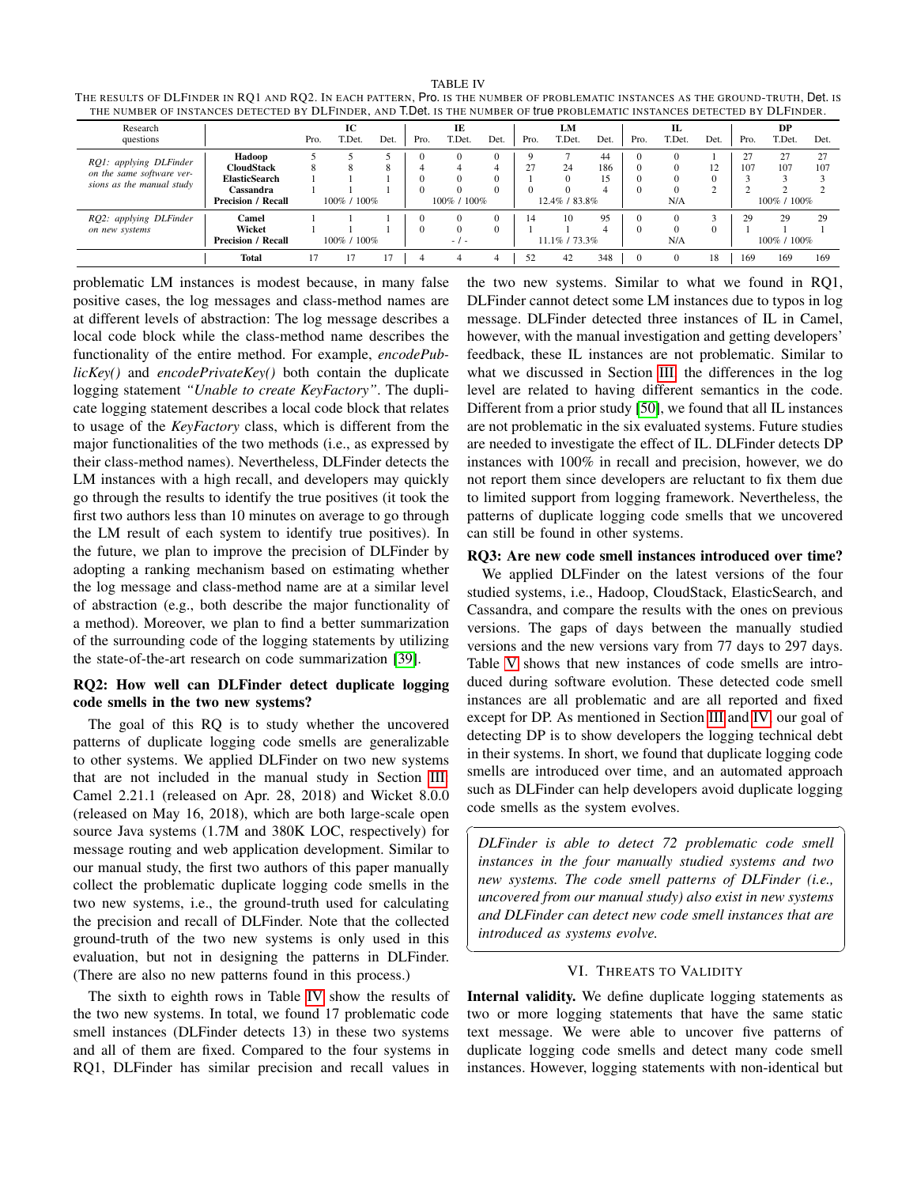TABLE IV
THE RESULTS OF DLFINDER IN RQ1 AND RQ2. IN EACH PATTERN, Pro. IS THE NUMBER OF PROBLEMATIC INSTANCES AS THE GROUND-TRUTH, Det. IS THE NUMBER OF INSTANCES DETECTED BY DLFINDER, AND T.Det. IS THE NUMBER OF true PROBLEMATIC INSTANCES DETECTED BY DLFINDER.

| Research questions | | IC | | | IE | | | LM | | | IL | | | DP | | |
|---|---|---|---|---|---|---|---|---|---|---|---|---|---|---|---|---|
| | | Pro. | T.Det. | Det. | Pro. | T.Det. | Det. | Pro. | T.Det. | Det. | Pro. | T.Det. | Det. | Pro. | T.Det. | Det. |
| *RQ1: applying DLFinder on the same software versions as the manual study* | **Hadoop** | 5 | 5 | 5 | 0 | 0 | 0 | 9 | 7 | 44 | 0 | 0 | 1 | 27 | 27 | 27 |
| | **CloudStack** | 8 | 8 | 8 | 4 | 4 | 4 | 27 | 24 | 186 | 0 | 0 | 12 | 107 | 107 | 107 |
| | **ElasticSearch** | 1 | 1 | 1 | 0 | 0 | 0 | 1 | 0 | 15 | 0 | 0 | 0 | 3 | 3 | 3 |
| | **Cassandra** | 1 | 1 | 1 | 0 | 0 | 0 | 0 | 0 | 4 | 0 | 0 | 2 | 2 | 2 | 2 |
| | **Precision / Recall** | | 100% / 100% | | | 100% / 100% | | | 12.4% / 83.8% | | | N/A | | | 100% / 100% | |
| *RQ2: applying DLFinder on new systems* | **Camel** | 1 | 1 | 1 | 0 | 0 | 0 | 14 | 10 | 95 | 0 | 0 | 3 | 29 | 29 | 29 |
| | **Wicket** | 1 | 1 | 1 | 0 | 0 | 0 | 1 | 1 | 4 | 0 | 0 | 0 | 1 | 1 | 1 |
| | **Precision / Recall** | | 100% / 100% | | | - / - | | | 11.1% / 73.3% | | | N/A | | | 100% / 100% | |
| | **Total** | 17 | 17 | 17 | 4 | 4 | 4 | 52 | 42 | 348 | 0 | 0 | 18 | 169 | 169 | 169 |

problematic LM instances is modest because, in many false positive cases, the log messages and class-method names are at different levels of abstraction: The log message describes a local code block while the class-method name describes the functionality of the entire method. For example, *encodePublicKey()* and *encodePrivateKey()* both contain the duplicate logging statement *"Unable to create KeyFactory"*. The duplicate logging statement describes a local code block that relates to usage of the *KeyFactory* class, which is different from the major functionalities of the two methods (i.e., as expressed by their class-method names). Nevertheless, DLFinder detects the LM instances with a high recall, and developers may quickly go through the results to identify the true positives (it took the first two authors less than 10 minutes on average to go through the LM result of each system to identify true positives). In the future, we plan to improve the precision of DLFinder by adopting a ranking mechanism based on estimating whether the log message and class-method name are at a similar level of abstraction (e.g., both describe the major functionality of a method). Moreover, we plan to find a better summarization of the surrounding code of the logging statements by utilizing the state-of-the-art research on code summarization [39].

### RQ2: How well can DLFinder detect duplicate logging code smells in the two new systems?

The goal of this RQ is to study whether the uncovered patterns of duplicate logging code smells are generalizable to other systems. We applied DLFinder on two new systems that are not included in the manual study in Section III: Camel 2.21.1 (released on Apr. 28, 2018) and Wicket 8.0.0 (released on May 16, 2018), which are both large-scale open source Java systems (1.7M and 380K LOC, respectively) for message routing and web application development. Similar to our manual study, the first two authors of this paper manually collect the problematic duplicate logging code smells in the two new systems, i.e., the ground-truth used for calculating the precision and recall of DLFinder. Note that the collected ground-truth of the two new systems is only used in this evaluation, but not in designing the patterns in DLFinder. (There are also no new patterns found in this process.)

The sixth to eighth rows in Table IV show the results of the two new systems. In total, we found 17 problematic code smell instances (DLFinder detects 13) in these two systems and all of them are fixed. Compared to the four systems in RQ1, DLFinder has similar precision and recall values in the two new systems. Similar to what we found in RQ1, DLFinder cannot detect some LM instances due to typos in log message. DLFinder detected three instances of IL in Camel, however, with the manual investigation and getting developers' feedback, these IL instances are not problematic. Similar to what we discussed in Section III, the differences in the log level are related to having different semantics in the code. Different from a prior study [50], we found that all IL instances are not problematic in the six evaluated systems. Future studies are needed to investigate the effect of IL. DLFinder detects DP instances with 100% in recall and precision, however, we do not report them since developers are reluctant to fix them due to limited support from logging framework. Nevertheless, the patterns of duplicate logging code smells that we uncovered can still be found in other systems.

### RQ3: Are new code smell instances introduced over time?

We applied DLFinder on the latest versions of the four studied systems, i.e., Hadoop, CloudStack, ElasticSearch, and Cassandra, and compare the results with the ones on previous versions. The gaps of days between the manually studied versions and the new versions vary from 77 days to 297 days. Table V shows that new instances of code smells are introduced during software evolution. These detected code smell instances are all problematic and are all reported and fixed except for DP. As mentioned in Section III and IV, our goal of detecting DP is to show developers the logging technical debt in their systems. In short, we found that duplicate logging code smells are introduced over time, and an automated approach such as DLFinder can help developers avoid duplicate logging code smells as the system evolves.

> *DLFinder is able to detect 72 problematic code smell instances in the four manually studied systems and two new systems. The code smell patterns of DLFinder (i.e., uncovered from our manual study) also exist in new systems and DLFinder can detect new code smell instances that are introduced as systems evolve.*

## VI. THREATS TO VALIDITY

**Internal validity.** We define duplicate logging statements as two or more logging statements that have the same static text message. We were able to uncover five patterns of duplicate logging code smells and detect many code smell instances. However, logging statements with non-identical but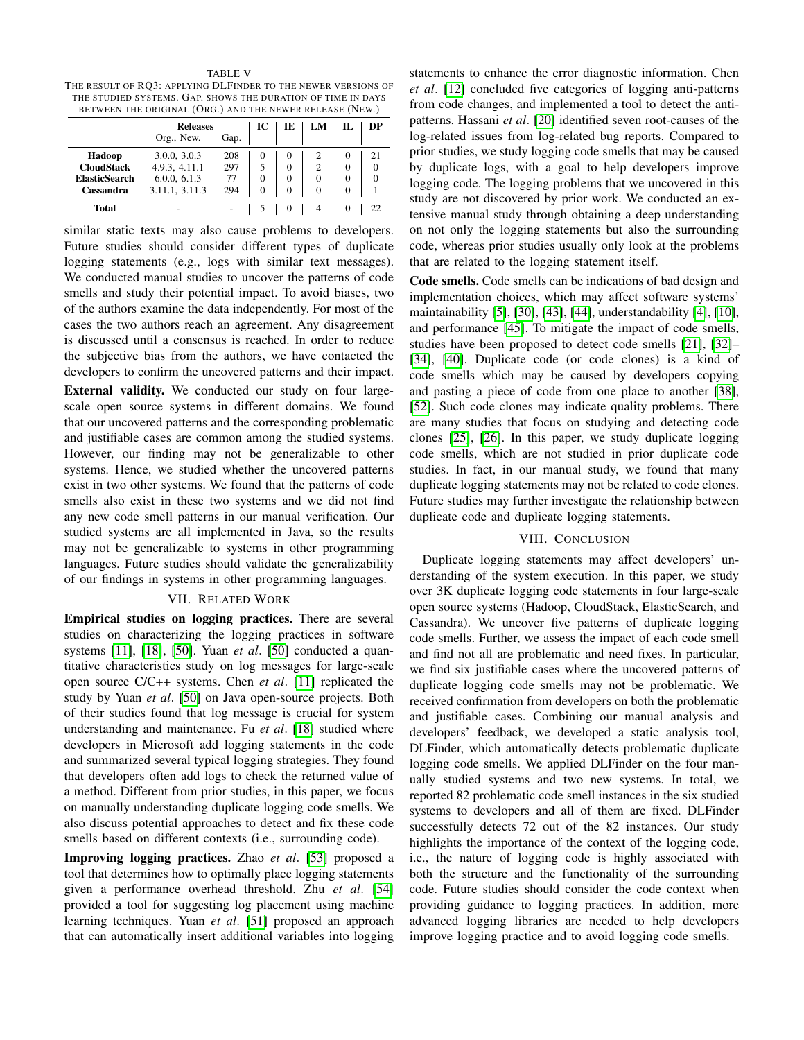TABLE V
THE RESULT OF RQ3: APPLYING DLFINDER TO THE NEWER VERSIONS OF THE STUDIED SYSTEMS. GAP. SHOWS THE DURATION OF TIME IN DAYS BETWEEN THE ORIGINAL (ORG.) AND THE NEWER RELEASE (NEW.)

| | Releases Org., New. | Gap. | IC | IE | LM | IL | DP |
|---|---|---|---|---|---|---|---|
| **Hadoop** | 3.0.0, 3.0.3 | 208 | 0 | 0 | 2 | 0 | 21 |
| **CloudStack** | 4.9.3, 4.11.1 | 297 | 5 | 0 | 2 | 0 | 0 |
| **ElasticSearch** | 6.0.0, 6.1.3 | 77 | 0 | 0 | 0 | 0 | 0 |
| **Cassandra** | 3.11.1, 3.11.3 | 294 | 0 | 0 | 0 | 0 | 1 |
| **Total** | - | - | 5 | 0 | 4 | 0 | 22 |

similar static texts may also cause problems to developers. Future studies should consider different types of duplicate logging statements (e.g., logs with similar text messages). We conducted manual studies to uncover the patterns of code smells and study their potential impact. To avoid biases, two of the authors examine the data independently. For most of the cases the two authors reach an agreement. Any disagreement is discussed until a consensus is reached. In order to reduce the subjective bias from the authors, we have contacted the developers to confirm the uncovered patterns and their impact.

**External validity.** We conducted our study on four large-scale open source systems in different domains. We found that our uncovered patterns and the corresponding problematic and justifiable cases are common among the studied systems. However, our finding may not be generalizable to other systems. Hence, we studied whether the uncovered patterns exist in two other systems. We found that the patterns of code smells also exist in these two systems and we did not find any new code smell patterns in our manual verification. Our studied systems are all implemented in Java, so the results may not be generalizable to systems in other programming languages. Future studies should validate the generalizability of our findings in systems in other programming languages.

## VII. RELATED WORK

**Empirical studies on logging practices.** There are several studies on characterizing the logging practices in software systems [11], [18], [50]. Yuan *et al*. [50] conducted a quantitative characteristics study on log messages for large-scale open source C/C++ systems. Chen *et al*. [11] replicated the study by Yuan *et al*. [50] on Java open-source projects. Both of their studies found that log message is crucial for system understanding and maintenance. Fu *et al*. [18] studied where developers in Microsoft add logging statements in the code and summarized several typical logging strategies. They found that developers often add logs to check the returned value of a method. Different from prior studies, in this paper, we focus on manually understanding duplicate logging code smells. We also discuss potential approaches to detect and fix these code smells based on different contexts (i.e., surrounding code).

**Improving logging practices.** Zhao *et al*. [53] proposed a tool that determines how to optimally place logging statements given a performance overhead threshold. Zhu *et al*. [54] provided a tool for suggesting log placement using machine learning techniques. Yuan *et al*. [51] proposed an approach that can automatically insert additional variables into logging statements to enhance the error diagnostic information. Chen *et al*. [12] concluded five categories of logging anti-patterns from code changes, and implemented a tool to detect the anti-patterns. Hassani *et al*. [20] identified seven root-causes of the log-related issues from log-related bug reports. Compared to prior studies, we study logging code smells that may be caused by duplicate logs, with a goal to help developers improve logging code. The logging problems that we uncovered in this study are not discovered by prior work. We conducted an extensive manual study through obtaining a deep understanding on not only the logging statements but also the surrounding code, whereas prior studies usually only look at the problems that are related to the logging statement itself.

**Code smells.** Code smells can be indications of bad design and implementation choices, which may affect software systems' maintainability [5], [30], [43], [44], understandability [4], [10], and performance [45]. To mitigate the impact of code smells, studies have been proposed to detect code smells [21], [32]–[34], [40]. Duplicate code (or code clones) is a kind of code smells which may be caused by developers copying and pasting a piece of code from one place to another [38], [52]. Such code clones may indicate quality problems. There are many studies that focus on studying and detecting code clones [25], [26]. In this paper, we study duplicate logging code smells, which are not studied in prior duplicate code studies. In fact, in our manual study, we found that many duplicate logging statements may not be related to code clones. Future studies may further investigate the relationship between duplicate code and duplicate logging statements.

## VIII. CONCLUSION

Duplicate logging statements may affect developers' understanding of the system execution. In this paper, we study over 3K duplicate logging code statements in four large-scale open source systems (Hadoop, CloudStack, ElasticSearch, and Cassandra). We uncover five patterns of duplicate logging code smells. Further, we assess the impact of each code smell and find not all are problematic and need fixes. In particular, we find six justifiable cases where the uncovered patterns of duplicate logging code smells may not be problematic. We received confirmation from developers on both the problematic and justifiable cases. Combining our manual analysis and developers' feedback, we developed a static analysis tool, DLFinder, which automatically detects problematic duplicate logging code smells. We applied DLFinder on the four manually studied systems and two new systems. In total, we reported 82 problematic code smell instances in the six studied systems to developers and all of them are fixed. DLFinder successfully detects 72 out of the 82 instances. Our study highlights the importance of the context of the logging code, i.e., the nature of logging code is highly associated with both the structure and the functionality of the surrounding code. Future studies should consider the code context when providing guidance to logging practices. In addition, more advanced logging libraries are needed to help developers improve logging practice and to avoid logging code smells.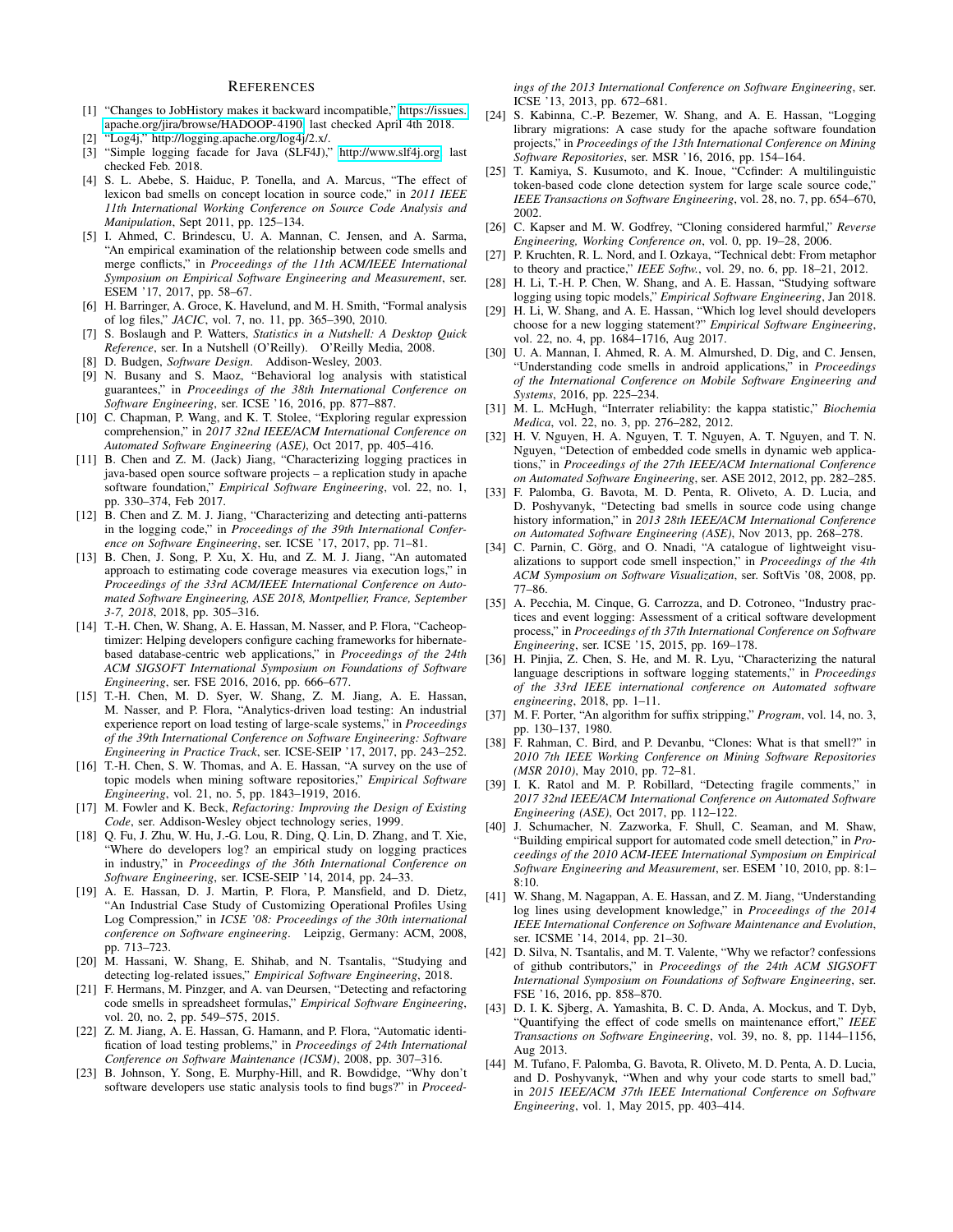# References

[1] "Changes to JobHistory makes it backward incompatible," https://issues.apache.org/jira/browse/HADOOP-4190, last checked April 4th 2018.

[2] "Log4j," http://logging.apache.org/log4j/2.x/.

[3] "Simple logging facade for Java (SLF4J)," http://www.slf4j.org, last checked Feb. 2018.

[4] S. L. Abebe, S. Haiduc, P. Tonella, and A. Marcus, "The effect of lexicon bad smells on concept location in source code," in *2011 IEEE 11th International Working Conference on Source Code Analysis and Manipulation*, Sept 2011, pp. 125–134.

[5] I. Ahmed, C. Brindescu, U. A. Mannan, C. Jensen, and A. Sarma, "An empirical examination of the relationship between code smells and merge conflicts," in *Proceedings of the 11th ACM/IEEE International Symposium on Empirical Software Engineering and Measurement*, ser. ESEM '17, 2017, pp. 58–67.

[6] H. Barringer, A. Groce, K. Havelund, and M. H. Smith, "Formal analysis of log files," *JACIC*, vol. 7, no. 11, pp. 365–390, 2010.

[7] S. Boslaugh and P. Watters, *Statistics in a Nutshell: A Desktop Quick Reference*, ser. In a Nutshell (O'Reilly). O'Reilly Media, 2008.

[8] D. Budgen, *Software Design*. Addison-Wesley, 2003.

[9] N. Busany and S. Maoz, "Behavioral log analysis with statistical guarantees," in *Proceedings of the 38th International Conference on Software Engineering*, ser. ICSE '16, 2016, pp. 877–887.

[10] C. Chapman, P. Wang, and K. T. Stolee, "Exploring regular expression comprehension," in *2017 32nd IEEE/ACM International Conference on Automated Software Engineering (ASE)*, Oct 2017, pp. 405–416.

[11] B. Chen and Z. M. (Jack) Jiang, "Characterizing logging practices in java-based open source software projects – a replication study in apache software foundation," *Empirical Software Engineering*, vol. 22, no. 1, pp. 330–374, Feb 2017.

[12] B. Chen and Z. M. J. Jiang, "Characterizing and detecting anti-patterns in the logging code," in *Proceedings of the 39th International Conference on Software Engineering*, ser. ICSE '17, 2017, pp. 71–81.

[13] B. Chen, J. Song, P. Xu, X. Hu, and Z. M. J. Jiang, "An automated approach to estimating code coverage measures via execution logs," in *Proceedings of the 33rd ACM/IEEE International Conference on Automated Software Engineering, ASE 2018, Montpellier, France, September 3-7, 2018*, 2018, pp. 305–316.

[14] T.-H. Chen, W. Shang, A. E. Hassan, M. Nasser, and P. Flora, "Cacheoptimizer: Helping developers configure caching frameworks for hibernate-based database-centric web applications," in *Proceedings of the 24th ACM SIGSOFT International Symposium on Foundations of Software Engineering*, ser. FSE 2016, 2016, pp. 666–677.

[15] T.-H. Chen, M. D. Syer, W. Shang, Z. M. Jiang, A. E. Hassan, M. Nasser, and P. Flora, "Analytics-driven load testing: An industrial experience report on load testing of large-scale systems," in *Proceedings of the 39th International Conference on Software Engineering: Software Engineering in Practice Track*, ser. ICSE-SEIP '17, 2017, pp. 243–252.

[16] T.-H. Chen, S. W. Thomas, and A. E. Hassan, "A survey on the use of topic models when mining software repositories," *Empirical Software Engineering*, vol. 21, no. 5, pp. 1843–1919, 2016.

[17] M. Fowler and K. Beck, *Refactoring: Improving the Design of Existing Code*, ser. Addison-Wesley object technology series, 1999.

[18] Q. Fu, J. Zhu, W. Hu, J.-G. Lou, R. Ding, Q. Lin, D. Zhang, and T. Xie, "Where do developers log? an empirical study on logging practices in industry," in *Proceedings of the 36th International Conference on Software Engineering*, ser. ICSE-SEIP '14, 2014, pp. 24–33.

[19] A. E. Hassan, D. J. Martin, P. Flora, P. Mansfield, and D. Dietz, "An Industrial Case Study of Customizing Operational Profiles Using Log Compression," in *ICSE '08: Proceedings of the 30th international conference on Software engineering*. Leipzig, Germany: ACM, 2008, pp. 713–723.

[20] M. Hassani, W. Shang, E. Shihab, and N. Tsantalis, "Studying and detecting log-related issues," *Empirical Software Engineering*, 2018.

[21] F. Hermans, M. Pinzger, and A. van Deursen, "Detecting and refactoring code smells in spreadsheet formulas," *Empirical Software Engineering*, vol. 20, no. 2, pp. 549–575, 2015.

[22] Z. M. Jiang, A. E. Hassan, G. Hamann, and P. Flora, "Automatic identification of load testing problems," in *Proceedings of 24th International Conference on Software Maintenance (ICSM)*, 2008, pp. 307–316.

[23] B. Johnson, Y. Song, E. Murphy-Hill, and R. Bowdidge, "Why don't software developers use static analysis tools to find bugs?" in *Proceedings of the 2013 International Conference on Software Engineering*, ser. ICSE '13, 2013, pp. 672–681.

[24] S. Kabinna, C.-P. Bezemer, W. Shang, and A. E. Hassan, "Logging library migrations: A case study for the apache software foundation projects," in *Proceedings of the 13th International Conference on Mining Software Repositories*, ser. MSR '16, 2016, pp. 154–164.

[25] T. Kamiya, S. Kusumoto, and K. Inoue, "Ccfinder: A multilinguistic token-based code clone detection system for large scale source code," *IEEE Transactions on Software Engineering*, vol. 28, no. 7, pp. 654–670, 2002.

[26] C. Kapser and M. W. Godfrey, "Cloning considered harmful," *Reverse Engineering, Working Conference on*, vol. 0, pp. 19–28, 2006.

[27] P. Kruchten, R. L. Nord, and I. Ozkaya, "Technical debt: From metaphor to theory and practice," *IEEE Softw.*, vol. 29, no. 6, pp. 18–21, 2012.

[28] H. Li, T.-H. P. Chen, W. Shang, and A. E. Hassan, "Studying software logging using topic models," *Empirical Software Engineering*, Jan 2018.

[29] H. Li, W. Shang, and A. E. Hassan, "Which log level should developers choose for a new logging statement?" *Empirical Software Engineering*, vol. 22, no. 4, pp. 1684–1716, Aug 2017.

[30] U. A. Mannan, I. Ahmed, R. A. M. Almurshed, D. Dig, and C. Jensen, "Understanding code smells in android applications," in *Proceedings of the International Conference on Mobile Software Engineering and Systems*, 2016, pp. 225–234.

[31] M. L. McHugh, "Interrater reliability: the kappa statistic," *Biochemia Medica*, vol. 22, no. 3, pp. 276–282, 2012.

[32] H. V. Nguyen, H. A. Nguyen, T. T. Nguyen, A. T. Nguyen, and T. N. Nguyen, "Detection of embedded code smells in dynamic web applications," in *Proceedings of the 27th IEEE/ACM International Conference on Automated Software Engineering*, ser. ASE 2012, 2012, pp. 282–285.

[33] F. Palomba, G. Bavota, M. D. Penta, R. Oliveto, A. D. Lucia, and D. Poshyvanyk, "Detecting bad smells in source code using change history information," in *2013 28th IEEE/ACM International Conference on Automated Software Engineering (ASE)*, Nov 2013, pp. 268–278.

[34] C. Parnin, C. Görg, and O. Nnadi, "A catalogue of lightweight visualizations to support code smell inspection," in *Proceedings of the 4th ACM Symposium on Software Visualization*, ser. SoftVis '08, 2008, pp. 77–86.

[35] A. Pecchia, M. Cinque, G. Carrozza, and D. Cotroneo, "Industry practices and event logging: Assessment of a critical software development process," in *Proceedings of th 37th International Conference on Software Engineering*, ser. ICSE '15, 2015, pp. 169–178.

[36] H. Pinjia, Z. Chen, S. He, and M. R. Lyu, "Characterizing the natural language descriptions in software logging statements," in *Proceedings of the 33rd IEEE international conference on Automated software engineering*, 2018, pp. 1–11.

[37] M. F. Porter, "An algorithm for suffix stripping," *Program*, vol. 14, no. 3, pp. 130–137, 1980.

[38] F. Rahman, C. Bird, and P. Devanbu, "Clones: What is that smell?" in *2010 7th IEEE Working Conference on Mining Software Repositories (MSR 2010)*, May 2010, pp. 72–81.

[39] I. K. Ratol and M. P. Robillard, "Detecting fragile comments," in *2017 32nd IEEE/ACM International Conference on Automated Software Engineering (ASE)*, Oct 2017, pp. 112–122.

[40] J. Schumacher, N. Zazworka, F. Shull, C. Seaman, and M. Shaw, "Building empirical support for automated code smell detection," in *Proceedings of the 2010 ACM-IEEE International Symposium on Empirical Software Engineering and Measurement*, ser. ESEM '10, 2010, pp. 8:1–8:10.

[41] W. Shang, M. Nagappan, A. E. Hassan, and Z. M. Jiang, "Understanding log lines using development knowledge," in *Proceedings of the 2014 IEEE International Conference on Software Maintenance and Evolution*, ser. ICSME '14, 2014, pp. 21–30.

[42] D. Silva, N. Tsantalis, and M. T. Valente, "Why we refactor? confessions of github contributors," in *Proceedings of the 24th ACM SIGSOFT International Symposium on Foundations of Software Engineering*, ser. FSE '16, 2016, pp. 858–870.

[43] D. I. K. Sjberg, A. Yamashita, B. C. D. Anda, A. Mockus, and T. Dyb, "Quantifying the effect of code smells on maintenance effort," *IEEE Transactions on Software Engineering*, vol. 39, no. 8, pp. 1144–1156, Aug 2013.

[44] M. Tufano, F. Palomba, G. Bavota, R. Oliveto, M. D. Penta, A. D. Lucia, and D. Poshyvanyk, "When and why your code starts to smell bad," in *2015 IEEE/ACM 37th IEEE International Conference on Software Engineering*, vol. 1, May 2015, pp. 403–414.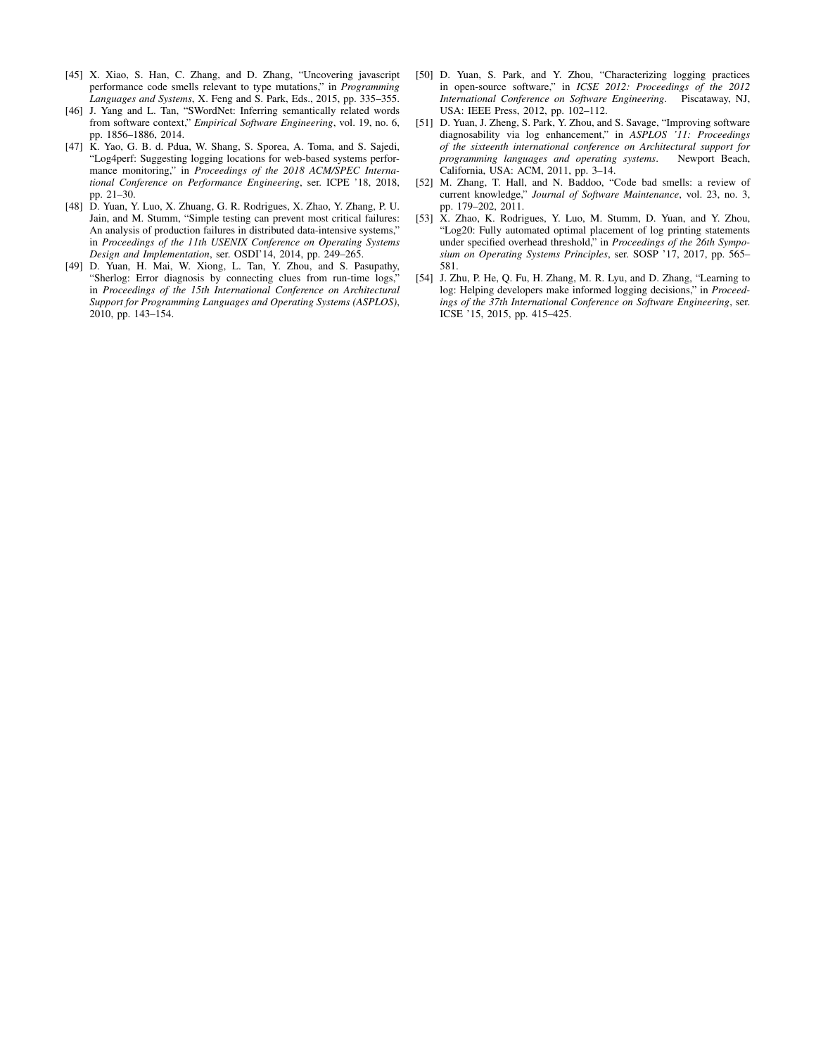[45] X. Xiao, S. Han, C. Zhang, and D. Zhang, "Uncovering javascript performance code smells relevant to type mutations," in *Programming Languages and Systems*, X. Feng and S. Park, Eds., 2015, pp. 335–355.

[46] J. Yang and L. Tan, "SWordNet: Inferring semantically related words from software context," *Empirical Software Engineering*, vol. 19, no. 6, pp. 1856–1886, 2014.

[47] K. Yao, G. B. d. Pdua, W. Shang, S. Sporea, A. Toma, and S. Sajedi, "Log4perf: Suggesting logging locations for web-based systems performance monitoring," in *Proceedings of the 2018 ACM/SPEC International Conference on Performance Engineering*, ser. ICPE '18, 2018, pp. 21–30.

[48] D. Yuan, Y. Luo, X. Zhuang, G. R. Rodrigues, X. Zhao, Y. Zhang, P. U. Jain, and M. Stumm, "Simple testing can prevent most critical failures: An analysis of production failures in distributed data-intensive systems," in *Proceedings of the 11th USENIX Conference on Operating Systems Design and Implementation*, ser. OSDI'14, 2014, pp. 249–265.

[49] D. Yuan, H. Mai, W. Xiong, L. Tan, Y. Zhou, and S. Pasupathy, "Sherlog: Error diagnosis by connecting clues from run-time logs," in *Proceedings of the 15th International Conference on Architectural Support for Programming Languages and Operating Systems (ASPLOS)*, 2010, pp. 143–154.

[50] D. Yuan, S. Park, and Y. Zhou, "Characterizing logging practices in open-source software," in *ICSE 2012: Proceedings of the 2012 International Conference on Software Engineering*. Piscataway, NJ, USA: IEEE Press, 2012, pp. 102–112.

[51] D. Yuan, J. Zheng, S. Park, Y. Zhou, and S. Savage, "Improving software diagnosability via log enhancement," in *ASPLOS '11: Proceedings of the sixteenth international conference on Architectural support for programming languages and operating systems*. Newport Beach, California, USA: ACM, 2011, pp. 3–14.

[52] M. Zhang, T. Hall, and N. Baddoo, "Code bad smells: a review of current knowledge," *Journal of Software Maintenance*, vol. 23, no. 3, pp. 179–202, 2011.

[53] X. Zhao, K. Rodrigues, Y. Luo, M. Stumm, D. Yuan, and Y. Zhou, "Log20: Fully automated optimal placement of log printing statements under specified overhead threshold," in *Proceedings of the 26th Symposium on Operating Systems Principles*, ser. SOSP '17, 2017, pp. 565–581.

[54] J. Zhu, P. He, Q. Fu, H. Zhang, M. R. Lyu, and D. Zhang, "Learning to log: Helping developers make informed logging decisions," in *Proceedings of the 37th International Conference on Software Engineering*, ser. ICSE '15, 2015, pp. 415–425.